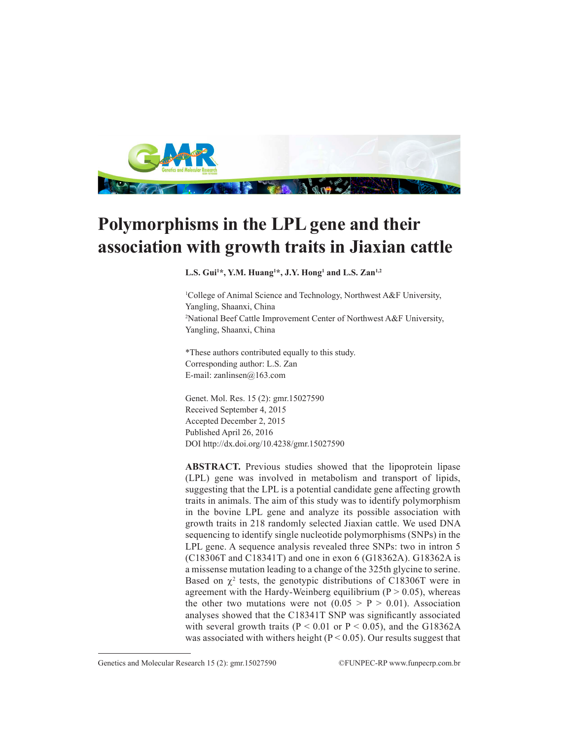# Polymorphisms in the LPL gene and their association with growth traits in Jiaxian cattle

**L.S. Gui[1]\*, Y.M. Huang[1]\*, J.Y. Hong[1] and L.S. Zan[1,2]**

[1]College of Animal Science and Technology, Northwest A&F University, Yangling, Shaanxi, China
[2]National Beef Cattle Improvement Center of Northwest A&F University, Yangling, Shaanxi, China

*These authors contributed equally to this study.
Corresponding author: L.S. Zan
E-mail: zanlinsen@163.com

Genet. Mol. Res. 15 (2): gmr.15027590
Received September 4, 2015
Accepted December 2, 2015
Published April 26, 2016
DOI http://dx.doi.org/10.4238/gmr.15027590

**ABSTRACT.** Previous studies showed that the lipoprotein lipase (LPL) gene was involved in metabolism and transport of lipids, suggesting that the LPL is a potential candidate gene affecting growth traits in animals. The aim of this study was to identify polymorphism in the bovine LPL gene and analyze its possible association with growth traits in 218 randomly selected Jiaxian cattle. We used DNA sequencing to identify single nucleotide polymorphisms (SNPs) in the LPL gene. A sequence analysis revealed three SNPs: two in intron 5 (C18306T and C18341T) and one in exon 6 (G18362A). G18362A is a missense mutation leading to a change of the 325th glycine to serine. Based on $\chi^2$ tests, the genotypic distributions of C18306T were in agreement with the Hardy-Weinberg equilibrium ($P > 0.05$), whereas the other two mutations were not ($0.05 > P > 0.01$). Association analyses showed that the C18341T SNP was significantly associated with several growth traits ($P < 0.01$ or $P < 0.05$), and the G18362A was associated with withers height ($P < 0.05$). Our results suggest that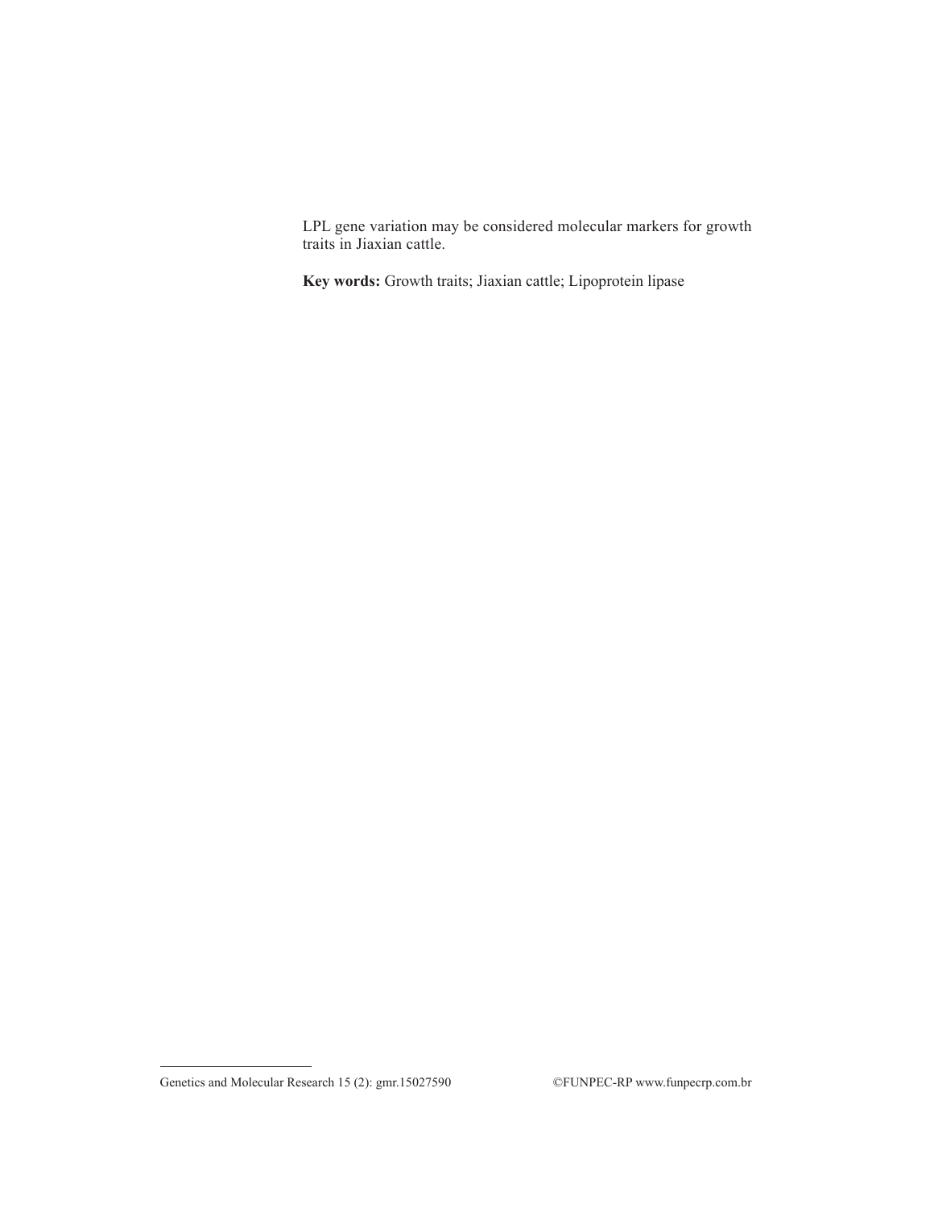LPL gene variation may be considered molecular markers for growth traits in Jiaxian cattle.

**Key words:** Growth traits; Jiaxian cattle; Lipoprotein lipase